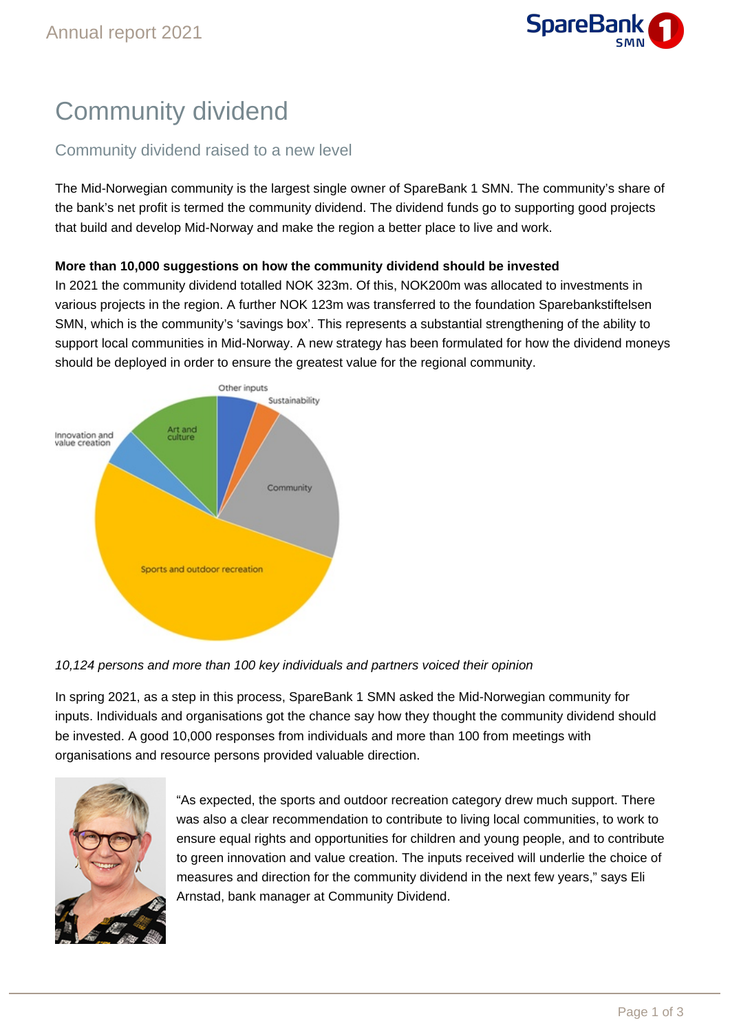# Community dividend

## Community dividend raised to a new level

The Mid-Norwegian community is the largest single owner of SpareBank 1 SMN. The community's share of the bank's net profit is termed the community dividend. The dividend funds go to supporting good projects that build and develop Mid-Norway and make the region a better place to live and work.

**More than 10,000 suggestions on how the community dividend should be invested**

In 2021 the community dividend totalled NOK 323m. Of this, NOK200m was allocated to investments in various projects in the region. A further NOK 123m was transferred to the foundation Sparebankstiftelsen SMN, which is the community's 'savings box'. This represents a substantial strengthening of the ability to support local communities in Mid-Norway. A new strategy has been formulated for how the dividend moneys should be deployed in order to ensure the greatest value for the regional community.

Other inputs
Sustainability
Community
Sports and outdoor recreation
Innovation and value creation
Art and culture

*10,124 persons and more than 100 key individuals and partners voiced their opinion*

In spring 2021, as a step in this process, SpareBank 1 SMN asked the Mid-Norwegian community for inputs. Individuals and organisations got the chance say how they thought the community dividend should be invested. A good 10,000 responses from individuals and more than 100 from meetings with organisations and resource persons provided valuable direction.

"As expected, the sports and outdoor recreation category drew much support. There was also a clear recommendation to contribute to living local communities, to work to ensure equal rights and opportunities for children and young people, and to contribute to green innovation and value creation. The inputs received will underlie the choice of measures and direction for the community dividend in the next few years," says Eli Arnstad, bank manager at Community Dividend.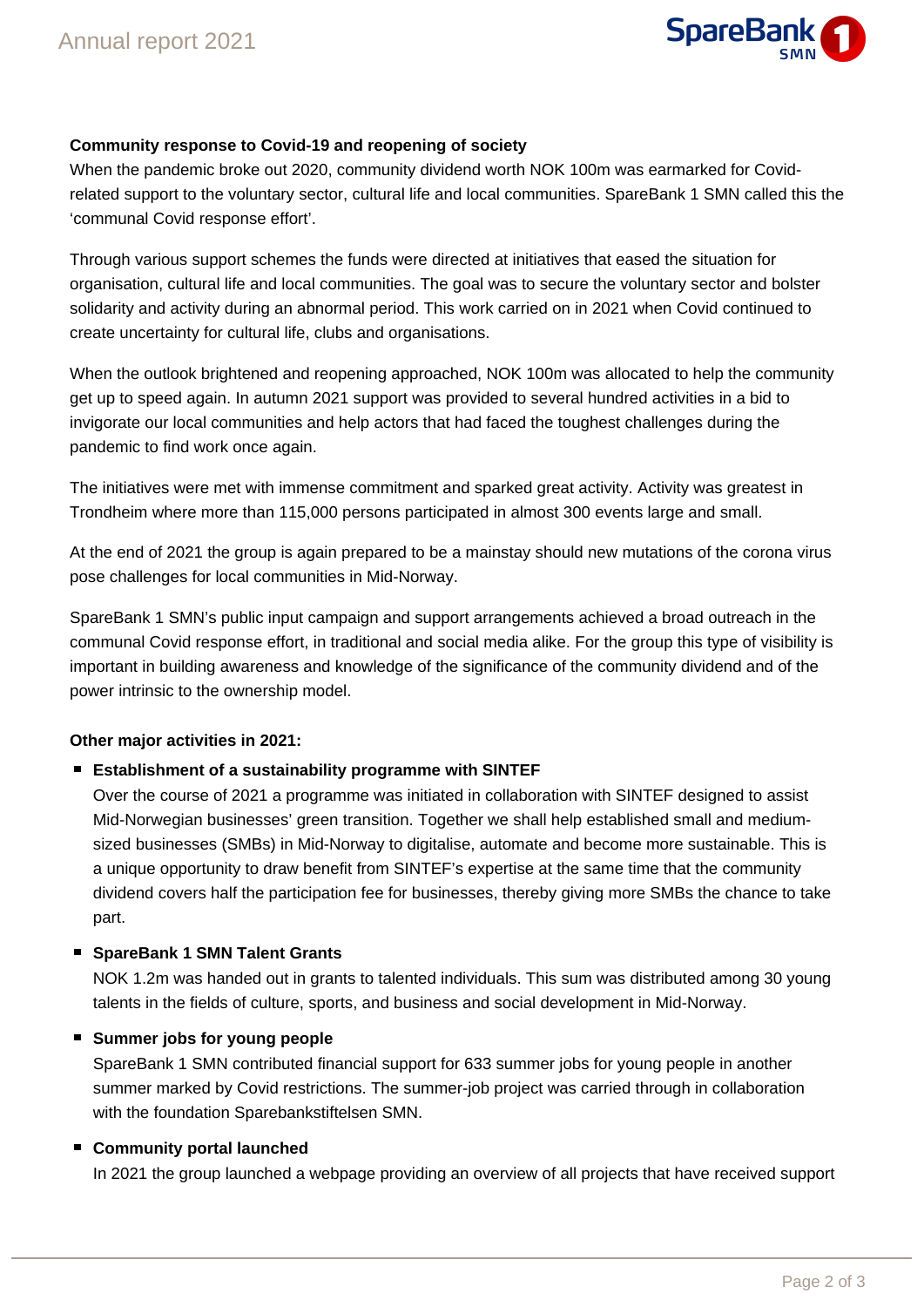**Community response to Covid-19 and reopening of society**

When the pandemic broke out 2020, community dividend worth NOK 100m was earmarked for Covid-related support to the voluntary sector, cultural life and local communities. SpareBank 1 SMN called this the 'communal Covid response effort'.

Through various support schemes the funds were directed at initiatives that eased the situation for organisation, cultural life and local communities. The goal was to secure the voluntary sector and bolster solidarity and activity during an abnormal period. This work carried on in 2021 when Covid continued to create uncertainty for cultural life, clubs and organisations.

When the outlook brightened and reopening approached, NOK 100m was allocated to help the community get up to speed again. In autumn 2021 support was provided to several hundred activities in a bid to invigorate our local communities and help actors that had faced the toughest challenges during the pandemic to find work once again.

The initiatives were met with immense commitment and sparked great activity. Activity was greatest in Trondheim where more than 115,000 persons participated in almost 300 events large and small.

At the end of 2021 the group is again prepared to be a mainstay should new mutations of the corona virus pose challenges for local communities in Mid-Norway.

SpareBank 1 SMN's public input campaign and support arrangements achieved a broad outreach in the communal Covid response effort, in traditional and social media alike. For the group this type of visibility is important in building awareness and knowledge of the significance of the community dividend and of the power intrinsic to the ownership model.

**Other major activities in 2021:**

- **Establishment of a sustainability programme with SINTEF**
  Over the course of 2021 a programme was initiated in collaboration with SINTEF designed to assist Mid-Norwegian businesses' green transition. Together we shall help established small and medium-sized businesses (SMBs) in Mid-Norway to digitalise, automate and become more sustainable. This is a unique opportunity to draw benefit from SINTEF's expertise at the same time that the community dividend covers half the participation fee for businesses, thereby giving more SMBs the chance to take part.

- **SpareBank 1 SMN Talent Grants**
  NOK 1.2m was handed out in grants to talented individuals. This sum was distributed among 30 young talents in the fields of culture, sports, and business and social development in Mid-Norway.

- **Summer jobs for young people**
  SpareBank 1 SMN contributed financial support for 633 summer jobs for young people in another summer marked by Covid restrictions. The summer-job project was carried through in collaboration with the foundation Sparebankstiftelsen SMN.

- **Community portal launched**
  In 2021 the group launched a webpage providing an overview of all projects that have received support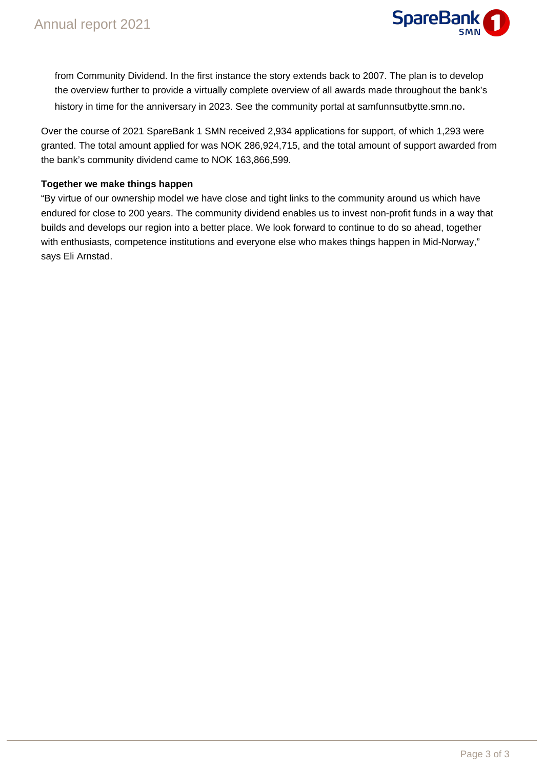from Community Dividend. In the first instance the story extends back to 2007. The plan is to develop the overview further to provide a virtually complete overview of all awards made throughout the bank's history in time for the anniversary in 2023. See the community portal at samfunnsutbytte.smn.no.

Over the course of 2021 SpareBank 1 SMN received 2,934 applications for support, of which 1,293 were granted. The total amount applied for was NOK 286,924,715, and the total amount of support awarded from the bank's community dividend came to NOK 163,866,599.

**Together we make things happen**

"By virtue of our ownership model we have close and tight links to the community around us which have endured for close to 200 years. The community dividend enables us to invest non-profit funds in a way that builds and develops our region into a better place. We look forward to continue to do so ahead, together with enthusiasts, competence institutions and everyone else who makes things happen in Mid-Norway," says Eli Arnstad.